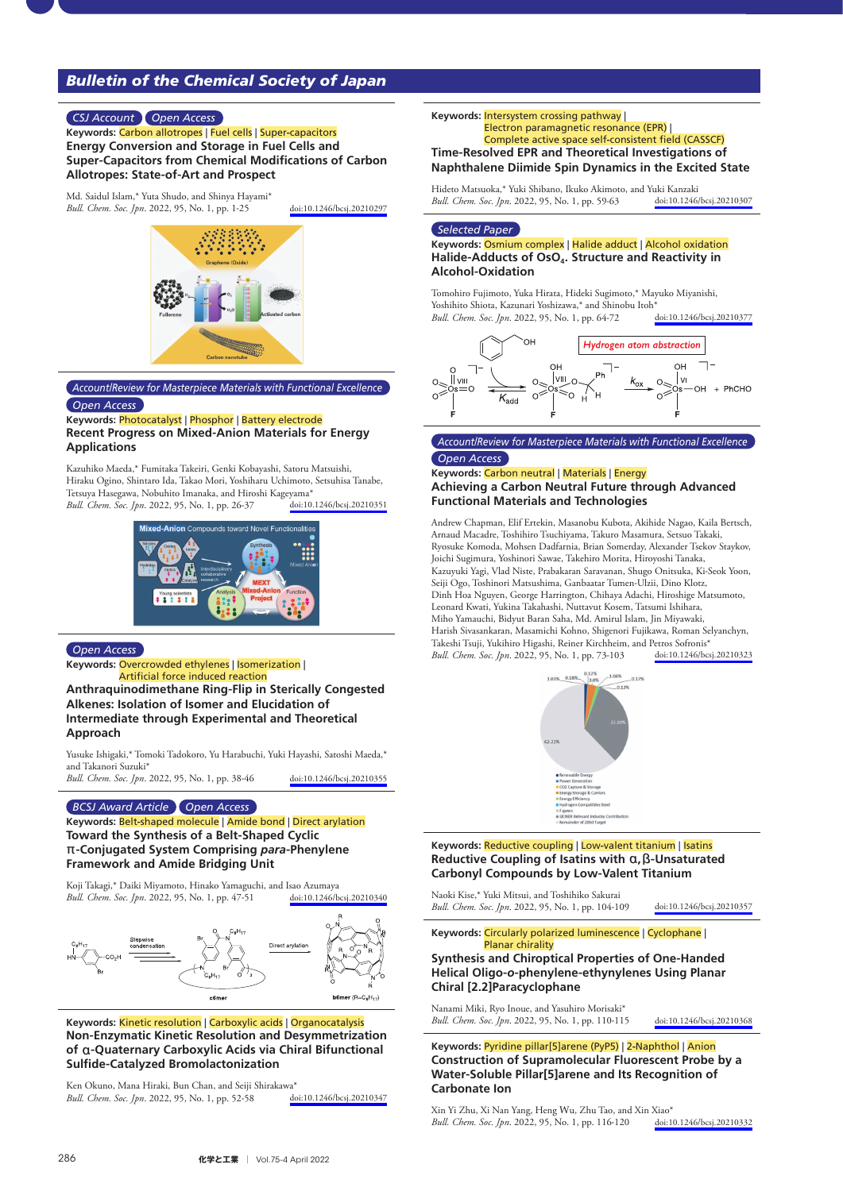## Bulletin of the Chemical Society of Japan

CSJ Account | Open Access

**Keywords:** Carbon allotropes | Fuel cells | Super-capacitors

### Energy Conversion and Storage in Fuel Cells and Super-Capacitors from Chemical Modifications of Carbon Allotropes: State-of-Art and Prospect

Md. Saidul Islam,* Yuta Shudo, and Shinya Hayami*
*Bull. Chem. Soc. Jpn.* 2022, 95, No. 1, pp. 1-25 doi:10.1246/bcsj.20210297

---

Account/Review for Masterpiece Materials with Functional Excellence | Open Access

**Keywords:** Photocatalyst | Phosphor | Battery electrode

### Recent Progress on Mixed-Anion Materials for Energy Applications

Kazuhiko Maeda,* Fumitaka Takeiri, Genki Kobayashi, Satoru Matsuishi, Hiraku Ogino, Shintaro Ida, Takao Mori, Yoshiharu Uchimoto, Setsuhisa Tanabe, Tetsuya Hasegawa, Nobuhito Imanaka, and Hiroshi Kageyama*
*Bull. Chem. Soc. Jpn.* 2022, 95, No. 1, pp. 26-37 doi:10.1246/bcsj.20210351

---

Open Access

**Keywords:** Overcrowded ethylenes | Isomerization | Artificial force induced reaction

### Anthraquinodimethane Ring-Flip in Sterically Congested Alkenes: Isolation of Isomer and Elucidation of Intermediate through Experimental and Theoretical Approach

Yusuke Ishigaki,* Tomoki Tadokoro, Yu Harabuchi, Yuki Hayashi, Satoshi Maeda,* and Takanori Suzuki*
*Bull. Chem. Soc. Jpn.* 2022, 95, No. 1, pp. 38-46 doi:10.1246/bcsj.20210355

---

BCSJ Award Article | Open Access

**Keywords:** Belt-shaped molecule | Amide bond | Direct arylation

### Toward the Synthesis of a Belt-Shaped Cyclic π-Conjugated System Comprising *para*-Phenylene Framework and Amide Bridging Unit

Koji Takagi,* Daiki Miyamoto, Hinako Yamaguchi, and Isao Azumaya
*Bull. Chem. Soc. Jpn.* 2022, 95, No. 1, pp. 47-51 doi:10.1246/bcsj.20210340

---

**Keywords:** Kinetic resolution | Carboxylic acids | Organocatalysis

### Non-Enzymatic Kinetic Resolution and Desymmetrization of α-Quaternary Carboxylic Acids via Chiral Bifunctional Sulfide-Catalyzed Bromolactonization

Ken Okuno, Mana Hiraki, Bun Chan, and Seiji Shirakawa*
*Bull. Chem. Soc. Jpn.* 2022, 95, No. 1, pp. 52-58 doi:10.1246/bcsj.20210347

---

**Keywords:** Intersystem crossing pathway | Electron paramagnetic resonance (EPR) | Complete active space self-consistent field (CASSCF)

### Time-Resolved EPR and Theoretical Investigations of Naphthalene Diimide Spin Dynamics in the Excited State

Hideto Matsuoka,* Yuki Shibano, Ikuko Akimoto, and Yuki Kanzaki
*Bull. Chem. Soc. Jpn.* 2022, 95, No. 1, pp. 59-63 doi:10.1246/bcsj.20210307

---

Selected Paper

**Keywords:** Osmium complex | Halide adduct | Alcohol oxidation

### Halide-Adducts of $OsO_4$. Structure and Reactivity in Alcohol-Oxidation

Tomohiro Fujimoto, Yuka Hirata, Hideki Sugimoto,* Mayuko Miyanishi, Yoshihito Shiota, Kazunari Yoshizawa,* and Shinobu Itoh*
*Bull. Chem. Soc. Jpn.* 2022, 95, No. 1, pp. 64-72 doi:10.1246/bcsj.20210377

---

Account/Review for Masterpiece Materials with Functional Excellence | Open Access

**Keywords:** Carbon neutral | Materials | Energy

### Achieving a Carbon Neutral Future through Advanced Functional Materials and Technologies

Andrew Chapman, Elif Ertekin, Masanobu Kubota, Akihide Nagao, Kaila Bertsch, Arnaud Macadre, Toshihiro Tsuchiyama, Takuro Masamura, Setsuo Takaki, Ryosuke Komoda, Mohsen Dadfarnia, Brian Somerday, Alexander Tsekov Staykov, Joichi Sugimura, Yoshinori Sawae, Takehiro Morita, Hiroyoshi Tanaka, Kazuyuki Yagi, Vlad Niste, Prabakaran Saravanan, Shugo Onitsuka, Ki-Seok Yoon, Seiji Ogo, Toshinori Matsushima, Ganbaatar Tumen-Ulzii, Dino Klotz, Dinh Hoa Nguyen, George Harrington, Chihaya Adachi, Hiroshige Matsumoto, Leonard Kwati, Yukina Takahashi, Nuttavut Kosem, Tatsumi Ishihara, Miho Yamauchi, Bidyut Baran Saha, Md. Amirul Islam, Jin Miyawaki, Harish Sivasankaran, Masamichi Kohno, Shigenori Fujikawa, Roman Selyanchyn, Takeshi Tsuji, Yukihiro Higashi, Reiner Kirchheim, and Petros Sofronis*
*Bull. Chem. Soc. Jpn.* 2022, 95, No. 1, pp. 73-103 doi:10.1246/bcsj.20210323

---

**Keywords:** Reductive coupling | Low-valent titanium | Isatins

### Reductive Coupling of Isatins with α,β-Unsaturated Carbonyl Compounds by Low-Valent Titanium

Naoki Kise,* Yuki Mitsui, and Toshihiko Sakurai
*Bull. Chem. Soc. Jpn.* 2022, 95, No. 1, pp. 104-109 doi:10.1246/bcsj.20210357

---

**Keywords:** Circularly polarized luminescence | Cyclophane | Planar chirality

### Synthesis and Chiroptical Properties of One-Handed Helical Oligo-o-phenylene-ethynylenes Using Planar Chiral [2.2]Paracyclophane

Nanami Miki, Ryo Inoue, and Yasuhiro Morisaki*
*Bull. Chem. Soc. Jpn.* 2022, 95, No. 1, pp. 110-115 doi:10.1246/bcsj.20210368

---

**Keywords:** Pyridine pillar[5]arene (PyP5) | 2-Naphthol | Anion

### Construction of Supramolecular Fluorescent Probe by a Water-Soluble Pillar[5]arene and Its Recognition of Carbonate Ion

Xin Yi Zhu, Xi Nan Yang, Heng Wu, Zhu Tao, and Xin Xiao*
*Bull. Chem. Soc. Jpn.* 2022, 95, No. 1, pp. 116-120 doi:10.1246/bcsj.20210332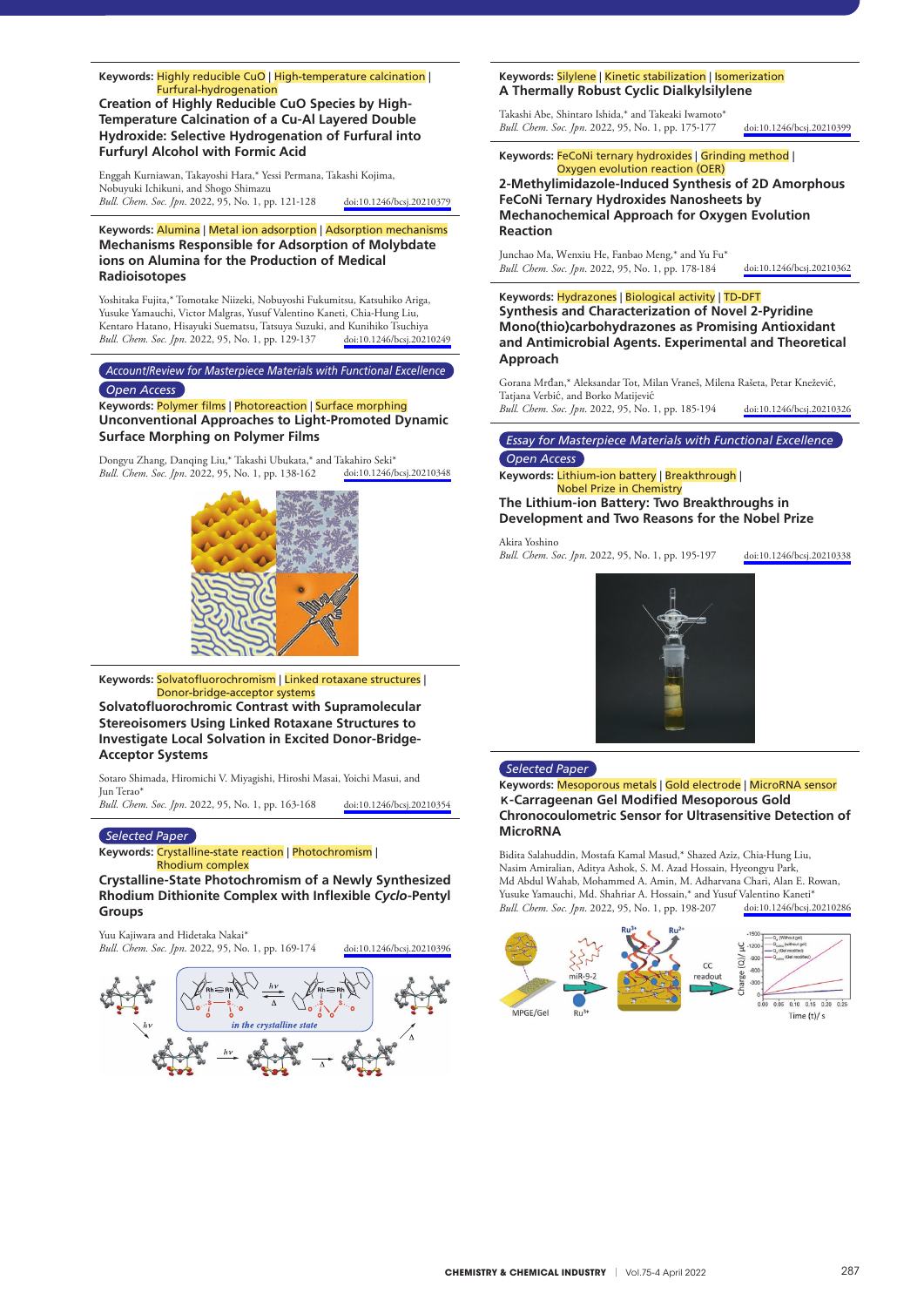**Keywords:** Highly reducible CuO | High-temperature calcination | Furfural-hydrogenation

**Creation of Highly Reducible CuO Species by High-Temperature Calcination of a Cu-Al Layered Double Hydroxide: Selective Hydrogenation of Furfural into Furfuryl Alcohol with Formic Acid**

Enggah Kurniawan, Takayoshi Hara,* Yessi Permana, Takashi Kojima, Nobuyuki Ichikuni, and Shogo Shimazu
*Bull. Chem. Soc. Jpn.* 2022, 95, No. 1, pp. 121-128 doi:10.1246/bcsj.20210379

**Keywords:** Alumina | Metal ion adsorption | Adsorption mechanisms

**Mechanisms Responsible for Adsorption of Molybdate ions on Alumina for the Production of Medical Radioisotopes**

Yoshitaka Fujita,* Tomotake Niizeki, Nobuyoshi Fukumitsu, Katsuhiko Ariga, Yusuke Yamauchi, Victor Malgras, Yusuf Valentino Kaneti, Chia-Hung Liu, Kentaro Hatano, Hisayuki Suematsu, Tatsuya Suzuki, and Kunihiko Tsuchiya
*Bull. Chem. Soc. Jpn.* 2022, 95, No. 1, pp. 129-137 doi:10.1246/bcsj.20210249

*Account/Review for Masterpiece Materials with Functional Excellence*

*Open Access*

**Keywords:** Polymer films | Photoreaction | Surface morphing

**Unconventional Approaches to Light-Promoted Dynamic Surface Morphing on Polymer Films**

Dongyu Zhang, Danqing Liu,* Takashi Ubukata,* and Takahiro Seki*
*Bull. Chem. Soc. Jpn.* 2022, 95, No. 1, pp. 138-162 doi:10.1246/bcsj.20210348

**Keywords:** Solvatofluorochromism | Linked rotaxane structures | Donor-bridge-acceptor systems

**Solvatofluorochromic Contrast with Supramolecular Stereoisomers Using Linked Rotaxane Structures to Investigate Local Solvation in Excited Donor-Bridge-Acceptor Systems**

Sotaro Shimada, Hiromichi V. Miyagishi, Hiroshi Masai, Yoichi Masui, and Jun Terao*
*Bull. Chem. Soc. Jpn.* 2022, 95, No. 1, pp. 163-168 doi:10.1246/bcsj.20210354

*Selected Paper*

**Keywords:** Crystalline-state reaction | Photochromism | Rhodium complex

**Crystalline-State Photochromism of a Newly Synthesized Rhodium Dithionite Complex with Inflexible *Cyclo*-Pentyl Groups**

Yuu Kajiwara and Hidetaka Nakai*
*Bull. Chem. Soc. Jpn.* 2022, 95, No. 1, pp. 169-174 doi:10.1246/bcsj.20210396

**Keywords:** Silylene | Kinetic stabilization | Isomerization

**A Thermally Robust Cyclic Dialkylsilylene**

Takashi Abe, Shintaro Ishida,* and Takeaki Iwamoto*
*Bull. Chem. Soc. Jpn.* 2022, 95, No. 1, pp. 175-177 doi:10.1246/bcsj.20210399

**Keywords:** FeCoNi ternary hydroxides | Grinding method | Oxygen evolution reaction (OER)

**2-Methylimidazole-Induced Synthesis of 2D Amorphous FeCoNi Ternary Hydroxides Nanosheets by Mechanochemical Approach for Oxygen Evolution Reaction**

Junchao Ma, Wenxiu He, Fanbao Meng,* and Yu Fu*
*Bull. Chem. Soc. Jpn.* 2022, 95, No. 1, pp. 178-184 doi:10.1246/bcsj.20210362

**Keywords:** Hydrazones | Biological activity | TD-DFT

**Synthesis and Characterization of Novel 2-Pyridine Mono(thio)carbohydrazones as Promising Antioxidant and Antimicrobial Agents. Experimental and Theoretical Approach**

Gorana Mrđan,* Aleksandar Tot, Milan Vraneš, Milena Rašeta, Petar Knežević, Tatjana Verbić, and Borko Matijević
*Bull. Chem. Soc. Jpn.* 2022, 95, No. 1, pp. 185-194 doi:10.1246/bcsj.20210326

*Essay for Masterpiece Materials with Functional Excellence*

*Open Access*

**Keywords:** Lithium-ion battery | Breakthrough | Nobel Prize in Chemistry

**The Lithium-ion Battery: Two Breakthroughs in Development and Two Reasons for the Nobel Prize**

Akira Yoshino
*Bull. Chem. Soc. Jpn.* 2022, 95, No. 1, pp. 195-197 doi:10.1246/bcsj.20210338

*Selected Paper*

**Keywords:** Mesoporous metals | Gold electrode | MicroRNA sensor

**κ-Carrageenan Gel Modified Mesoporous Gold Chronocoulometric Sensor for Ultrasensitive Detection of MicroRNA**

Bidita Salahuddin, Mostafa Kamal Masud,* Shazed Aziz, Chia-Hung Liu, Nasim Amiralian, Aditya Ashok, S. M. Azad Hossain, Hyeongyu Park, Md Abdul Wahab, Mohammed A. Amin, M. Adharvana Chari, Alan E. Rowan, Yusuke Yamauchi, Md. Shahriar A. Hossain,* and Yusuf Valentino Kaneti*
*Bull. Chem. Soc. Jpn.* 2022, 95, No. 1, pp. 198-207 doi:10.1246/bcsj.20210286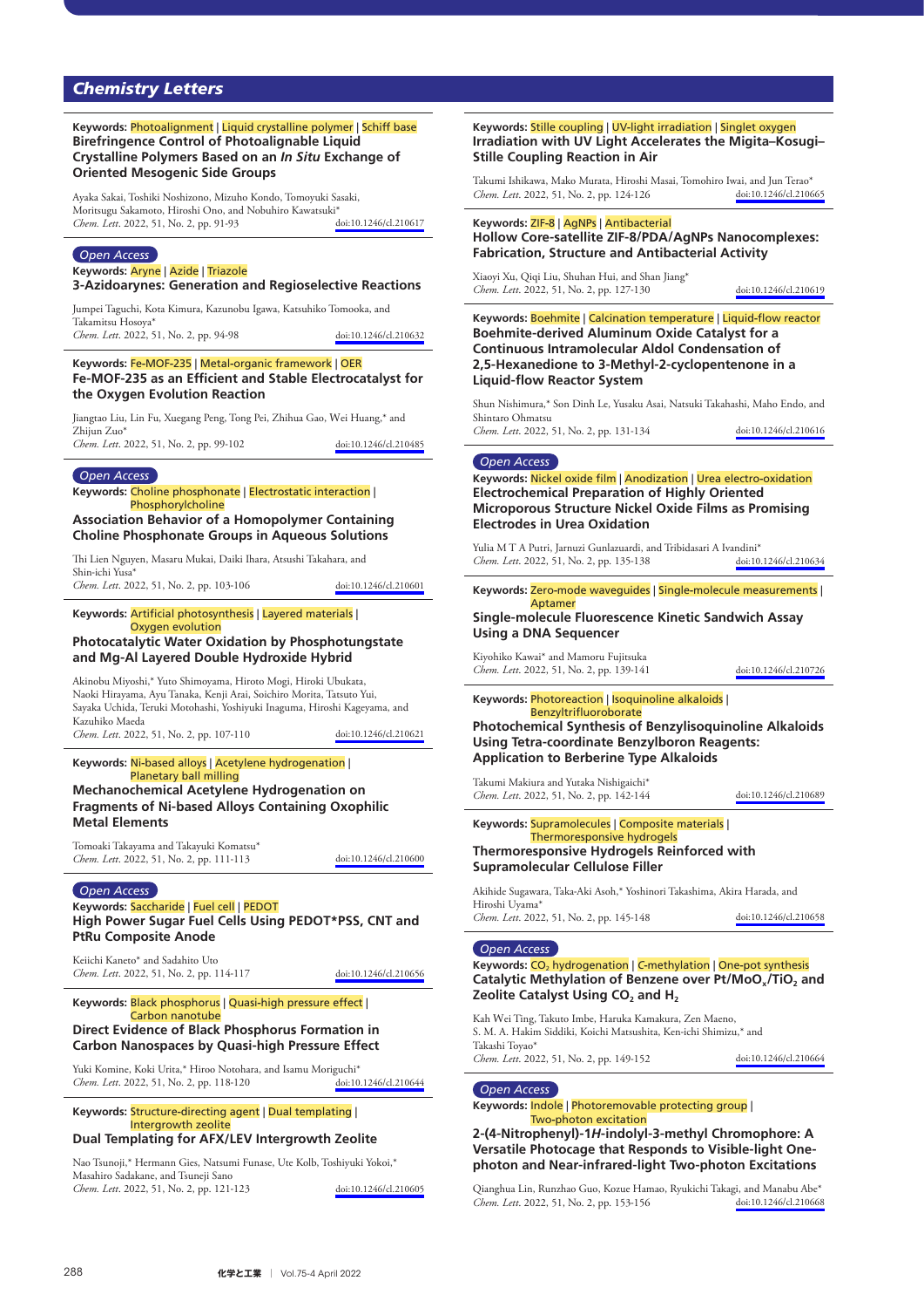## Chemistry Letters

**Keywords:** Photoalignment | Liquid crystalline polymer | Schiff base

### Birefringence Control of Photoalignable Liquid Crystalline Polymers Based on an *In Situ* Exchange of Oriented Mesogenic Side Groups

Ayaka Sakai, Toshiki Noshizono, Mizuho Kondo, Tomoyuki Sasaki, Moritsugu Sakamoto, Hiroshi Ono, and Nobuhiro Kawatsuki*
*Chem. Lett.* 2022, 51, No. 2, pp. 91-93 doi:10.1246/cl.210617

---

*Open Access*

**Keywords:** Aryne | Azide | Triazole

### 3-Azidoarynes: Generation and Regioselective Reactions

Jumpei Taguchi, Kota Kimura, Kazunobu Igawa, Katsuhiko Tomooka, and Takamitsu Hosoya*
*Chem. Lett.* 2022, 51, No. 2, pp. 94-98 doi:10.1246/cl.210632

---

**Keywords:** Fe-MOF-235 | Metal-organic framework | OER

### Fe-MOF-235 as an Efficient and Stable Electrocatalyst for the Oxygen Evolution Reaction

Jiangtao Liu, Lin Fu, Xuegang Peng, Tong Pei, Zhihua Gao, Wei Huang,* and Zhijun Zuo*
*Chem. Lett.* 2022, 51, No. 2, pp. 99-102 doi:10.1246/cl.210485

---

*Open Access*

**Keywords:** Choline phosphonate | Electrostatic interaction | Phosphorylcholine

### Association Behavior of a Homopolymer Containing Choline Phosphonate Groups in Aqueous Solutions

Thi Lien Nguyen, Masaru Mukai, Daiki Ihara, Atsushi Takahara, and Shin-ichi Yusa*
*Chem. Lett.* 2022, 51, No. 2, pp. 103-106 doi:10.1246/cl.210601

---

**Keywords:** Artificial photosynthesis | Layered materials | Oxygen evolution

### Photocatalytic Water Oxidation by Phosphotungstate and Mg-Al Layered Double Hydroxide Hybrid

Akinobu Miyoshi,* Yuto Shimoyama, Hiroto Mogi, Hiroki Ubukata, Naoki Hirayama, Ayu Tanaka, Kenji Arai, Soichiro Morita, Tatsuto Yui, Sayaka Uchida, Teruki Motohashi, Yoshiyuki Inaguma, Hiroshi Kageyama, and Kazuhiko Maeda
*Chem. Lett.* 2022, 51, No. 2, pp. 107-110 doi:10.1246/cl.210621

---

**Keywords:** Ni-based alloys | Acetylene hydrogenation | Planetary ball milling

### Mechanochemical Acetylene Hydrogenation on Fragments of Ni-based Alloys Containing Oxophilic Metal Elements

Tomoaki Takayama and Takayuki Komatsu*
*Chem. Lett.* 2022, 51, No. 2, pp. 111-113 doi:10.1246/cl.210600

---

*Open Access*

**Keywords:** Saccharide | Fuel cell | PEDOT

### High Power Sugar Fuel Cells Using PEDOT*PSS, CNT and PtRu Composite Anode

Keiichi Kaneto* and Sadahito Uto
*Chem. Lett.* 2022, 51, No. 2, pp. 114-117 doi:10.1246/cl.210656

---

**Keywords:** Black phosphorus | Quasi-high pressure effect | Carbon nanotube

### Direct Evidence of Black Phosphorus Formation in Carbon Nanospaces by Quasi-high Pressure Effect

Yuki Komine, Koki Urita,* Hiroo Notohara, and Isamu Moriguchi*
*Chem. Lett.* 2022, 51, No. 2, pp. 118-120 doi:10.1246/cl.210644

---

**Keywords:** Structure-directing agent | Dual templating | Intergrowth zeolite

### Dual Templating for AFX/LEV Intergrowth Zeolite

Nao Tsunoji,* Hermann Gies, Natsumi Funase, Ute Kolb, Toshiyuki Yokoi,* Masahiro Sadakane, and Tsuneji Sano
*Chem. Lett.* 2022, 51, No. 2, pp. 121-123 doi:10.1246/cl.210605

---

**Keywords:** Stille coupling | UV-light irradiation | Singlet oxygen

### Irradiation with UV Light Accelerates the Migita–Kosugi–Stille Coupling Reaction in Air

Takumi Ishikawa, Mako Murata, Hiroshi Masai, Tomohiro Iwai, and Jun Terao*
*Chem. Lett.* 2022, 51, No. 2, pp. 124-126 doi:10.1246/cl.210665

---

**Keywords:** ZIF-8 | AgNPs | Antibacterial

### Hollow Core-satellite ZIF-8/PDA/AgNPs Nanocomplexes: Fabrication, Structure and Antibacterial Activity

Xiaoyi Xu, Qiqi Liu, Shuhan Hui, and Shan Jiang*
*Chem. Lett.* 2022, 51, No. 2, pp. 127-130 doi:10.1246/cl.210619

---

**Keywords:** Boehmite | Calcination temperature | Liquid-flow reactor

### Boehmite-derived Aluminum Oxide Catalyst for a Continuous Intramolecular Aldol Condensation of 2,5-Hexanedione to 3-Methyl-2-cyclopentenone in a Liquid-flow Reactor System

Shun Nishimura,* Son Dinh Le, Yusaku Asai, Natsuki Takahashi, Maho Endo, and Shintaro Ohmatsu
*Chem. Lett.* 2022, 51, No. 2, pp. 131-134 doi:10.1246/cl.210616

---

*Open Access*

**Keywords:** Nickel oxide film | Anodization | Urea electro-oxidation

### Electrochemical Preparation of Highly Oriented Microporous Structure Nickel Oxide Films as Promising Electrodes in Urea Oxidation

Yulia M T A Putri, Jarnuzi Gunlazuardi, and Tribidasari A Ivandini*
*Chem. Lett.* 2022, 51, No. 2, pp. 135-138 doi:10.1246/cl.210634

---

**Keywords:** Zero-mode waveguides | Single-molecule measurements | Aptamer

### Single-molecule Fluorescence Kinetic Sandwich Assay Using a DNA Sequencer

Kiyohiko Kawai* and Mamoru Fujitsuka
*Chem. Lett.* 2022, 51, No. 2, pp. 139-141 doi:10.1246/cl.210726

---

**Keywords:** Photoreaction | Isoquinoline alkaloids | Benzyltrifluoroborate

### Photochemical Synthesis of Benzylisoquinoline Alkaloids Using Tetra-coordinate Benzylboron Reagents: Application to Berberine Type Alkaloids

Takumi Makiura and Yutaka Nishigaichi*
*Chem. Lett.* 2022, 51, No. 2, pp. 142-144 doi:10.1246/cl.210689

---

**Keywords:** Supramolecules | Composite materials | Thermoresponsive hydrogels

### Thermoresponsive Hydrogels Reinforced with Supramolecular Cellulose Filler

Akihide Sugawara, Taka-Aki Asoh,* Yoshinori Takashima, Akira Harada, and Hiroshi Uyama*
*Chem. Lett.* 2022, 51, No. 2, pp. 145-148 doi:10.1246/cl.210658

---

*Open Access*

**Keywords:** $CO_2$ hydrogenation | *C*-methylation | One-pot synthesis

### Catalytic Methylation of Benzene over $Pt/MoO_x/TiO_2$ and Zeolite Catalyst Using $CO_2$ and $H_2$

Kah Wei Ting, Takuto Imbe, Haruka Kamakura, Zen Maeno, S. M. A. Hakim Siddiki, Koichi Matsushita, Ken-ichi Shimizu,* and Takashi Toyao*
*Chem. Lett.* 2022, 51, No. 2, pp. 149-152 doi:10.1246/cl.210664

---

*Open Access*

**Keywords:** Indole | Photoremovable protecting group | Two-photon excitation

### 2-(4-Nitrophenyl)-1*H*-indolyl-3-methyl Chromophore: A Versatile Photocage that Responds to Visible-light One-photon and Near-infrared-light Two-photon Excitations

Qianghua Lin, Runzhao Guo, Kozue Hamao, Ryukichi Takagi, and Manabu Abe*
*Chem. Lett.* 2022, 51, No. 2, pp. 153-156 doi:10.1246/cl.210668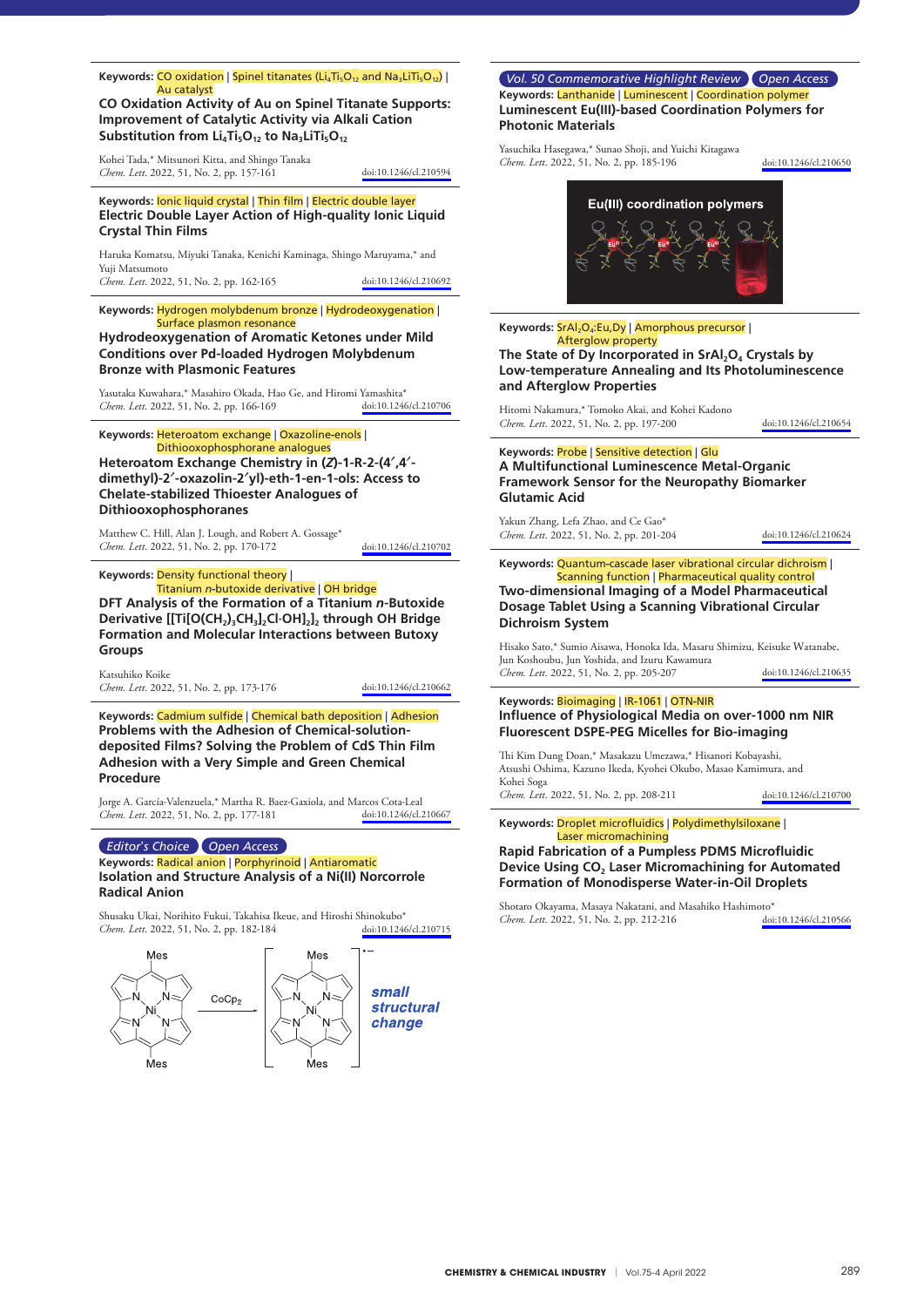**Keywords:** CO oxidation | Spinel titanates ($Li_4Ti_5O_{12}$ and $Na_3LiTi_5O_{12}$) | Au catalyst

### CO Oxidation Activity of Au on Spinel Titanate Supports: Improvement of Catalytic Activity via Alkali Cation Substitution from $Li_4Ti_5O_{12}$ to $Na_3LiTi_5O_{12}$

Kohei Tada,* Mitsunori Kitta, and Shingo Tanaka
*Chem. Lett.* 2022, 51, No. 2, pp. 157-161 doi:10.1246/cl.210594

**Keywords:** Ionic liquid crystal | Thin film | Electric double layer

### Electric Double Layer Action of High-quality Ionic Liquid Crystal Thin Films

Haruka Komatsu, Miyuki Tanaka, Kenichi Kaminaga, Shingo Maruyama,* and Yuji Matsumoto
*Chem. Lett.* 2022, 51, No. 2, pp. 162-165 doi:10.1246/cl.210692

**Keywords:** Hydrogen molybdenum bronze | Hydrodeoxygenation | Surface plasmon resonance

### Hydrodeoxygenation of Aromatic Ketones under Mild Conditions over Pd-loaded Hydrogen Molybdenum Bronze with Plasmonic Features

Yasutaka Kuwahara,* Masahiro Okada, Hao Ge, and Hiromi Yamashita*
*Chem. Lett.* 2022, 51, No. 2, pp. 166-169 doi:10.1246/cl.210706

**Keywords:** Heteroatom exchange | Oxazoline-enols | Dithiooxophosphorane analogues

### Heteroatom Exchange Chemistry in (*Z*)-1-R-2-(4′,4′-dimethyl)-2′-oxazolin-2′yl)-eth-1-en-1-ols: Access to Chelate-stabilized Thioester Analogues of Dithiooxophosphoranes

Matthew C. Hill, Alan J. Lough, and Robert A. Gossage*
*Chem. Lett.* 2022, 51, No. 2, pp. 170-172 doi:10.1246/cl.210702

**Keywords:** Density functional theory | Titanium *n*-butoxide derivative | OH bridge

### DFT Analysis of the Formation of a Titanium *n*-Butoxide Derivative $[[Ti[O(CH_2)_3CH_3]_2Cl{\cdot}OH]_2]_2$ through OH Bridge Formation and Molecular Interactions between Butoxy Groups

Katsuhiko Koike
*Chem. Lett.* 2022, 51, No. 2, pp. 173-176 doi:10.1246/cl.210662

**Keywords:** Cadmium sulfide | Chemical bath deposition | Adhesion

### Problems with the Adhesion of Chemical-solution-deposited Films? Solving the Problem of CdS Thin Film Adhesion with a Very Simple and Green Chemical Procedure

Jorge A. García-Valenzuela,* Martha R. Baez-Gaxiola, and Marcos Cota-Leal
*Chem. Lett.* 2022, 51, No. 2, pp. 177-181 doi:10.1246/cl.210667

Editor's Choice | Open Access

**Keywords:** Radical anion | Porphyrinoid | Antiaromatic

### Isolation and Structure Analysis of a Ni(II) Norcorrole Radical Anion

Shusaku Ukai, Norihito Fukui, Takahisa Ikeue, and Hiroshi Shinokubo*
*Chem. Lett.* 2022, 51, No. 2, pp. 182-184 doi:10.1246/cl.210715

Mes
Mes
$CoCp_2$
small structural change

Vol. 50 Commemorative Highlight Review | Open Access

**Keywords:** Lanthanide | Luminescent | Coordination polymer

### Luminescent Eu(III)-based Coordination Polymers for Photonic Materials

Yasuchika Hasegawa,* Sunao Shoji, and Yuichi Kitagawa
*Chem. Lett.* 2022, 51, No. 2, pp. 185-196 doi:10.1246/cl.210650

Eu(III) coordination polymers

**Keywords:** $SrAl_2O_4$:Eu,Dy | Amorphous precursor | Afterglow property

### The State of Dy Incorporated in $SrAl_2O_4$ Crystals by Low-temperature Annealing and Its Photoluminescence and Afterglow Properties

Hitomi Nakamura,* Tomoko Akai, and Kohei Kadono
*Chem. Lett.* 2022, 51, No. 2, pp. 197-200 doi:10.1246/cl.210654

**Keywords:** Probe | Sensitive detection | Glu

### A Multifunctional Luminescent Metal-Organic Framework Sensor for the Neuropathy Biomarker Glutamic Acid

Yakun Zhang, Lefa Zhao, and Ce Gao*
*Chem. Lett.* 2022, 51, No. 2, pp. 201-204 doi:10.1246/cl.210624

**Keywords:** Quantum-cascade laser vibrational circular dichroism | Scanning function | Pharmaceutical quality control

### Two-dimensional Imaging of a Model Pharmaceutical Dosage Tablet Using a Scanning Vibrational Circular Dichroism System

Hisako Sato,* Sumio Aisawa, Honoka Ida, Masaru Shimizu, Keisuke Watanabe, Jun Koshoubu, Jun Yoshida, and Izuru Kawamura
*Chem. Lett.* 2022, 51, No. 2, pp. 205-207 doi:10.1246/cl.210635

**Keywords:** Bioimaging | IR-1061 | OTN-NIR

### Influence of Physiological Media on over-1000 nm NIR Fluorescent DSPE-PEG Micelles for Bio-imaging

Thi Kim Dung Doan,* Masakazu Umezawa,* Hisanori Kobayashi, Atsushi Oshima, Kazuno Ikeda, Kyohei Okubo, Masao Kamimura, and Kohei Soga
*Chem. Lett.* 2022, 51, No. 2, pp. 208-211 doi:10.1246/cl.210700

**Keywords:** Droplet microfluidics | Polydimethylsiloxane | Laser micromachining

### Rapid Fabrication of a Pumpless PDMS Microfluidic Device Using $CO_2$ Laser Micromachining for Automated Formation of Monodisperse Water-in-Oil Droplets

Shotaro Okayama, Masaya Nakatani, and Masahiko Hashimoto*
*Chem. Lett.* 2022, 51, No. 2, pp. 212-216 doi:10.1246/cl.210566